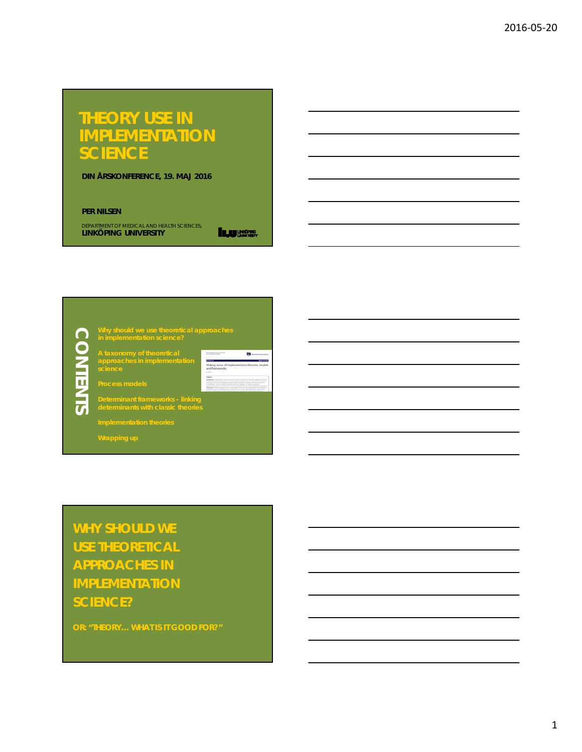# THEORY USE IN IMPLEMENTATION SCIENCE

**DIN ÅRSKONFERENCE, 19. MAJ 2016**

**PER NILSEN**

DEPARTMENT OF MEDICAL AND HEALTH SCIENCES,
**LINKÖPING UNIVERSITY**

## CONTENTS

- Why should we use theoretical approaches in implementation science?
- A taxonomy of theoretical approaches in implementation science
- Process models
- Determinant frameworks – linking determinants with classic theories
- Implementation theories
- Wrapping up

## WHY SHOULD WE USE THEORETICAL APPROACHES IN IMPLEMENTATION SCIENCE?

OR: "THEORY... WHAT IS IT GOOD FOR?"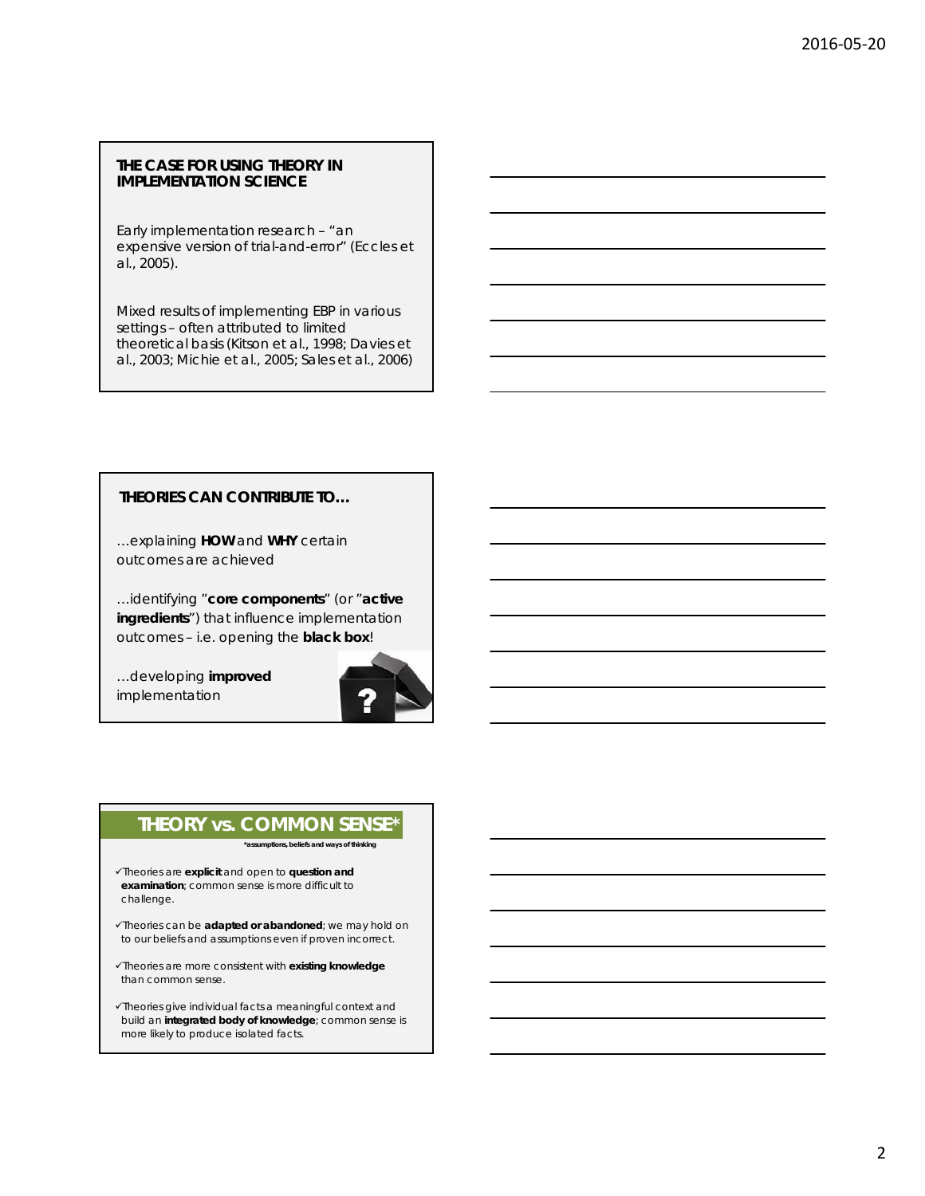## THE CASE FOR USING THEORY IN IMPLEMENTATION SCIENCE

Early implementation research – "an expensive version of trial-and-error" (Eccles et al., 2005).

Mixed results of implementing EBP in various settings – often attributed to limited theoretical basis (Kitson et al., 1998; Davies et al., 2003; Michie et al., 2005; Sales et al., 2006)

## THEORIES CAN CONTRIBUTE TO…

…explaining **HOW** and **WHY** certain outcomes are achieved

…identifying "**core components**" (or "**active ingredients**") that influence implementation outcomes – i.e. opening the **black box**!

…developing **improved** implementation

## THEORY vs. COMMON SENSE*

*assumptions, beliefs and ways of thinking

- ✓Theories are **explicit** and open to **question and examination**; common sense is more difficult to challenge.
- ✓Theories can be **adapted or abandoned**; we may hold on to our beliefs and assumptions even if proven incorrect.
- ✓Theories are more consistent with **existing knowledge** than common sense.
- ✓Theories give individual facts a meaningful context and build an **integrated body of knowledge**; common sense is more likely to produce isolated facts.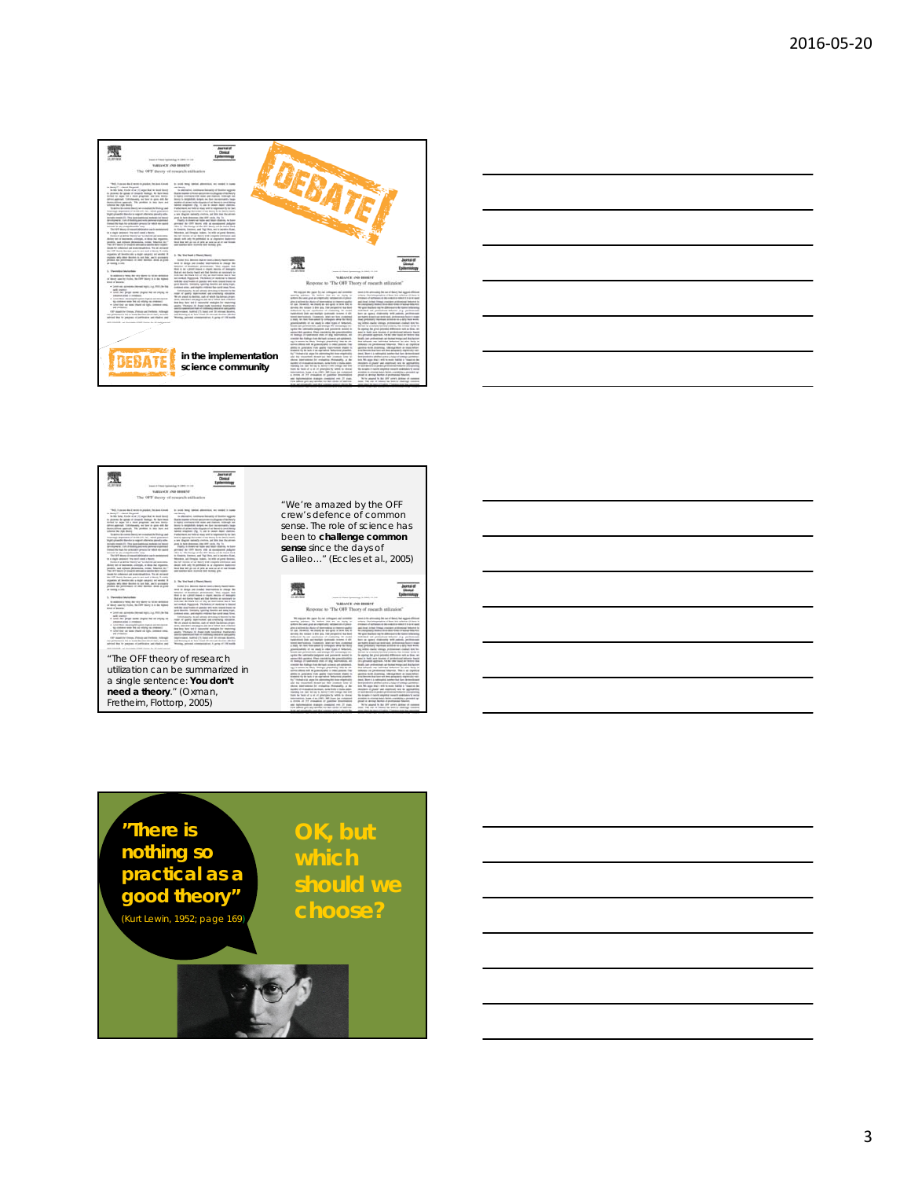DEBATE

in the implementation science community

"We're amazed by the OFF crew's defence of common sense. The role of science has been to **challenge common sense** since the days of Galileo…" (Eccles et al., 2005)

"The OFF theory of research utilization can be summarized in a single sentence: **You don't need a theory**." (Oxman, Fretheim, Flottorp, 2005)

"There is nothing so practical as a good theory" (Kurt Lewin, 1952; page 169)

OK, but which should we choose?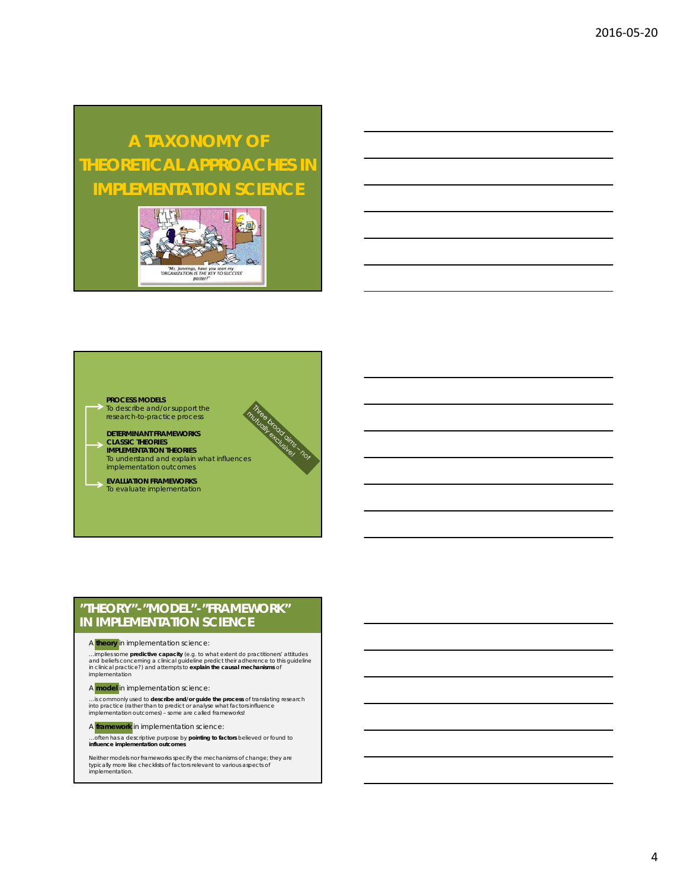# A TAXONOMY OF THEORETICAL APPROACHES IN IMPLEMENTATION SCIENCE

"Ms. Jennings, have you seen my 'ORGANIZATION IS THE KEY TO SUCCESS' poster?"

---

**PROCESS MODELS**
To describe and/or support the research-to-practice process

**DETERMINANT FRAMEWORKS**
**CLASSIC THEORIES**
**IMPLEMENTATION THEORIES**
To understand and explain what influences implementation outcomes

**EVALUATION FRAMEWORKS**
To evaluate implementation

Three broad aims – not mutually exclusive!

---

## "THEORY"-"MODEL"-"FRAMEWORK" IN IMPLEMENTATION SCIENCE

A **theory** in implementation science:

...implies some **predictive capacity** (e.g. to what extent do practitioners' attitudes and beliefs concerning a clinical guideline predict their adherence to this guideline in clinical practice?) and attempts to **explain the causal mechanisms** of implementation

A **model** in implementation science:

...is commonly used to **describe and/or guide the process** of translating research into practice (rather than to predict or analyse what factors influence implementation outcomes) – some are called frameworks!

A **framework** in implementation science:

...often has a descriptive purpose by **pointing to factors** believed or found to **influence implementation outcomes**

Neither models nor frameworks specify the mechanisms of change; they are typically more like checklists of factors relevant to various aspects of implementation.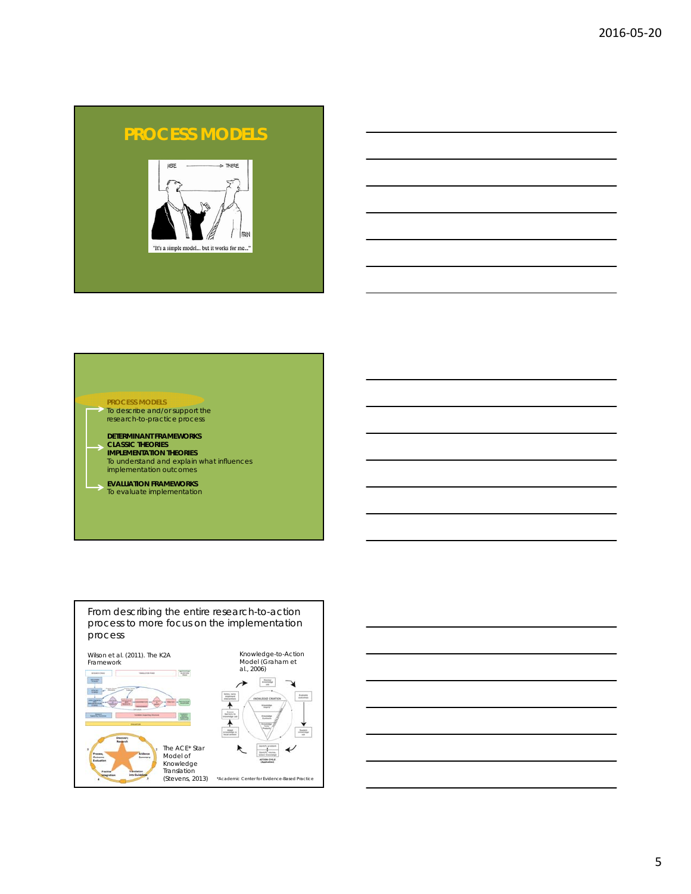# PROCESS MODELS

"It's a simple model... but it works for me..."

---

**PROCESS MODELS**
To describe and/or support the research-to-practice process

**DETERMINANT FRAMEWORKS**
**CLASSIC THEORIES**
**IMPLEMENTATION THEORIES**
To understand and explain what influences implementation outcomes

**EVALUATION FRAMEWORKS**
To evaluate implementation

---

From describing the entire research-to-action process to more focus on the implementation process

Wilson et al. (2011). The K2A Framework

Knowledge-to-Action Model (Graham et al., 2006)

The ACE* Star Model of Knowledge Translation (Stevens, 2013)

*Academic Center for Evidence-Based Practice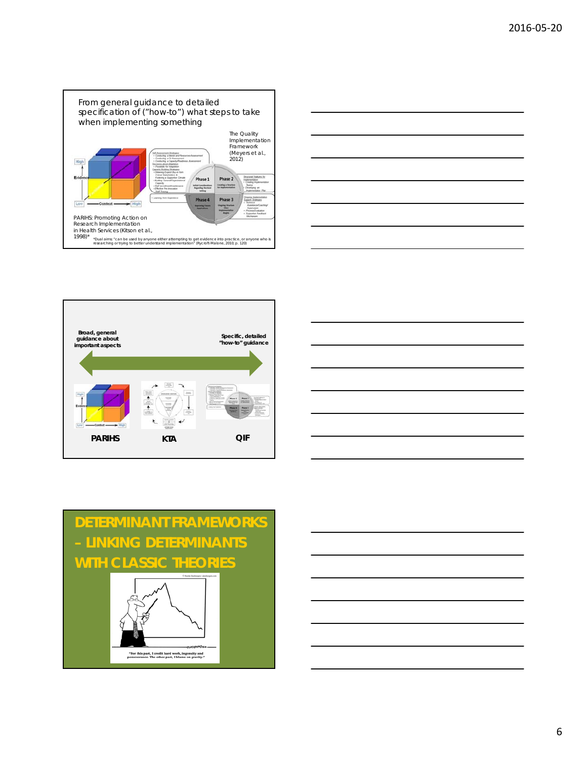From general guidance to detailed specification of ("how-to") what steps to take when implementing something

The Quality Implementation Framework (Meyers et al., 2012)

PARIHS: Promoting Action on Research Implementation in Health Services (Kitson et al., 1998)*

*Dual aims: "can be used by anyone either attempting to get evidence into practice, or anyone who is researching or trying to better understand implementation" (Rycroft-Malone, 2010; p. 120)

---

**Broad, general guidance about important aspects**

**Specific, detailed "how-to" guidance**

**PARIHS** **KTA** **QIF**

---

# DETERMINANT FRAMEWORKS – LINKING DETERMINANTS WITH CLASSIC THEORIES

"For this part, I credit hard work, ingenuity and perseverance. The other part, I blame on gravity."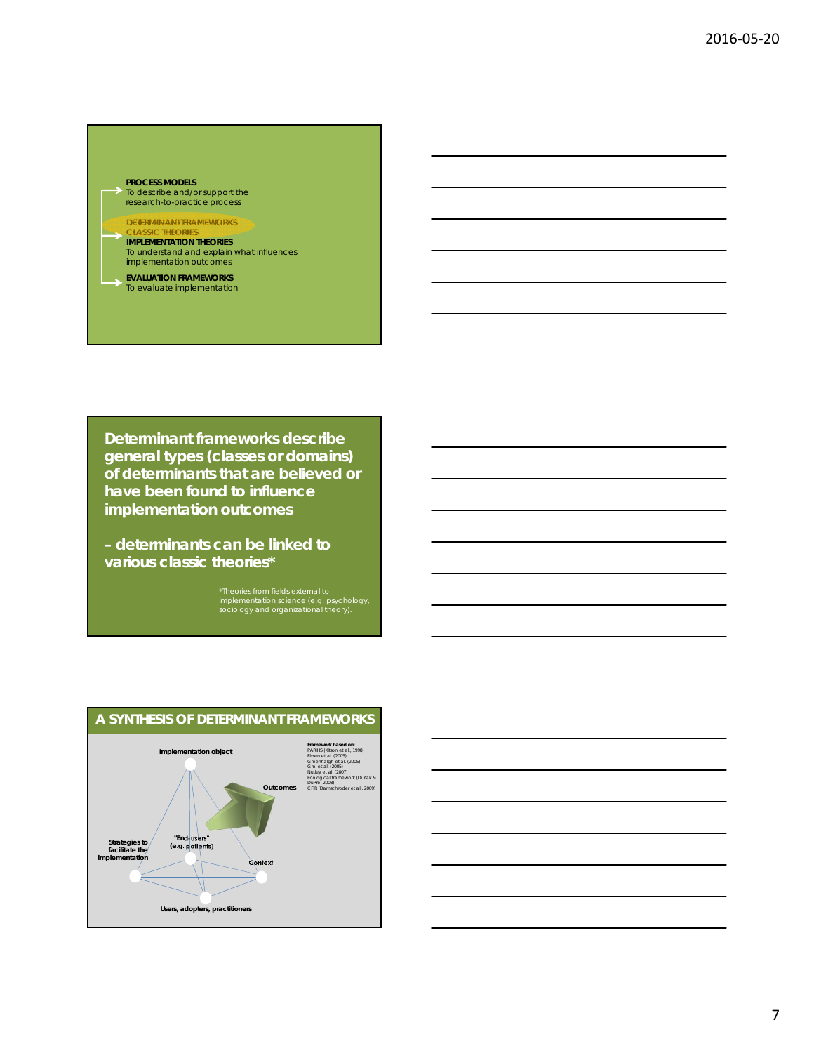**PROCESS MODELS**
To describe and/or support the research-to-practice process

DETERMINANT FRAMEWORKS
CLASSIC THEORIES
**IMPLEMENTATION THEORIES**
To understand and explain what influences implementation outcomes

**EVALUATION FRAMEWORKS**
To evaluate implementation

---

**Determinant frameworks describe general types (classes or domains) of determinants that are believed or have been found to influence implementation outcomes**

**– determinants can be linked to various classic theories***

*Theories from fields external to implementation science (e.g. psychology, sociology and organizational theory).

---

## A SYNTHESIS OF DETERMINANT FRAMEWORKS

Implementation object

Outcomes

Strategies to facilitate the implementation

"End-users" (e.g. patients)

Context

Users, adopters, practitioners

**Framework based on:**
PARIHS (Kitson et al., 1998)
Fixsen et al. (2005)
Greenhalgh et al. (2005)
Grol et al. (2005)
Nutley et al. (2007)
Ecological framework (Durlak & DuPre, 2008)
CFIR (Damschroder et al., 2009)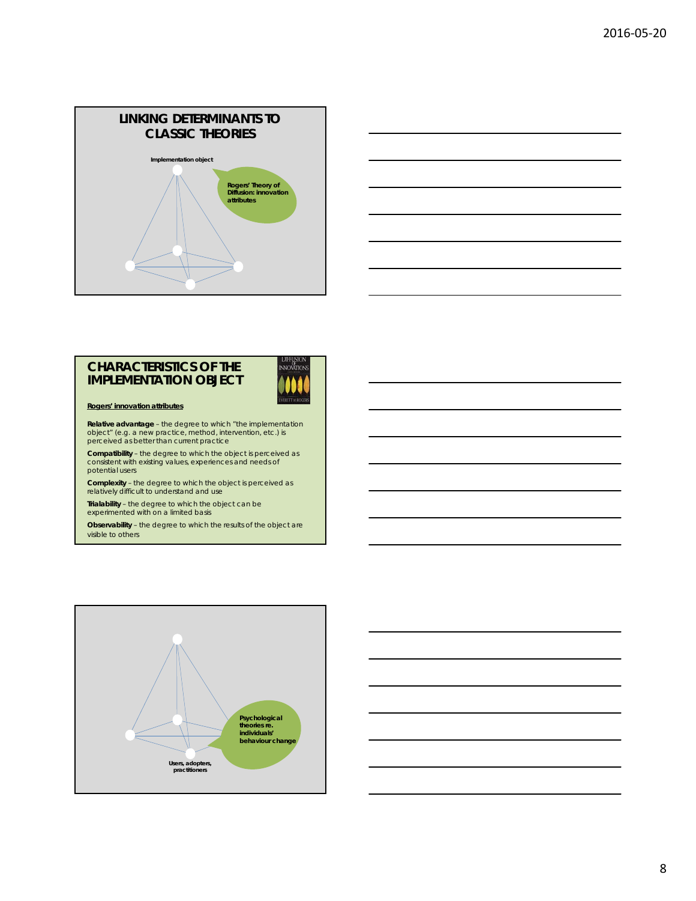## LINKING DETERMINANTS TO CLASSIC THEORIES

Implementation object

Rogers' Theory of Diffusion: innovation attributes

## CHARACTERISTICS OF THE IMPLEMENTATION OBJECT

**Rogers' innovation attributes**

**Relative advantage** – the degree to which "the implementation object" (e.g. a new practice, method, intervention, etc.) is perceived as better than current practice

**Compatibility** – the degree to which the object is perceived as consistent with existing values, experiences and needs of potential users

**Complexity** – the degree to which the object is perceived as relatively difficult to understand and use

**Trialability** – the degree to which the object can be experimented with on a limited basis

**Observability** – the degree to which the results of the object are visible to others

Psychological theories re. individuals' behaviour change

Users, adopters, practitioners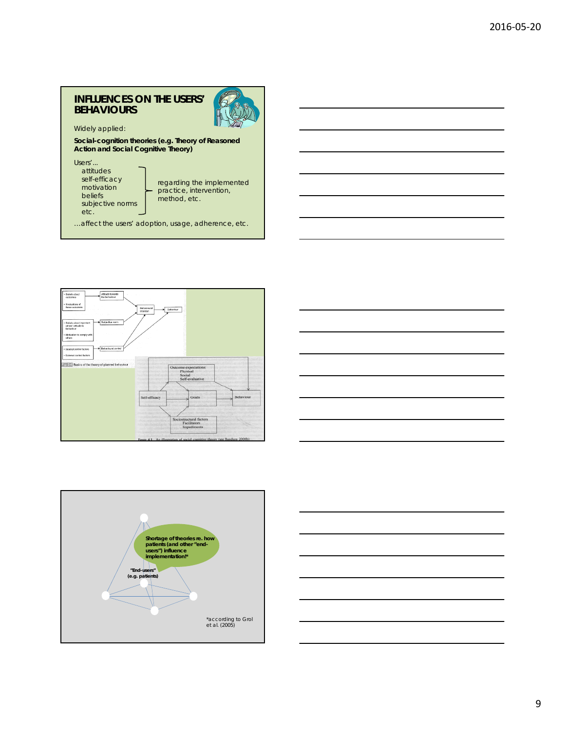## INFLUENCES ON THE USERS' BEHAVIOURS

Widely applied:

**Social-cognition theories (e.g. Theory of Reasoned Action and Social Cognitive Theory)**

Users'...

- attitudes
- self-efficacy
- motivation
- beliefs
- subjective norms
- etc.

regarding the implemented practice, intervention, method, etc.

...affect the users' adoption, usage, adherence, etc.

- Beliefs about outcomes
- Evaluations of these outcomes
- Beliefs about important others' attitude to behaviour
- Motivation to comply with others
- Internal control factors
- External control factors

Attitude towards the behaviour

Subjective norm

Behavioural control

Behavioural intention

Behaviour

Figure Basics of the theory of planned behaviour

Outcome expectations: Physical, Social, Self-evaluative

Self-efficacy

Goals

Behaviour

Sociostructural factors: Facilitators, Impediments

Figure 4.1 An illustration of social cognitive theory (see Bandura 2000b)

**Shortage of theories re. how patients (and other "end-users") influence implementation!***

**"End-users" (e.g. patients)**

*according to Grol et al. (2005)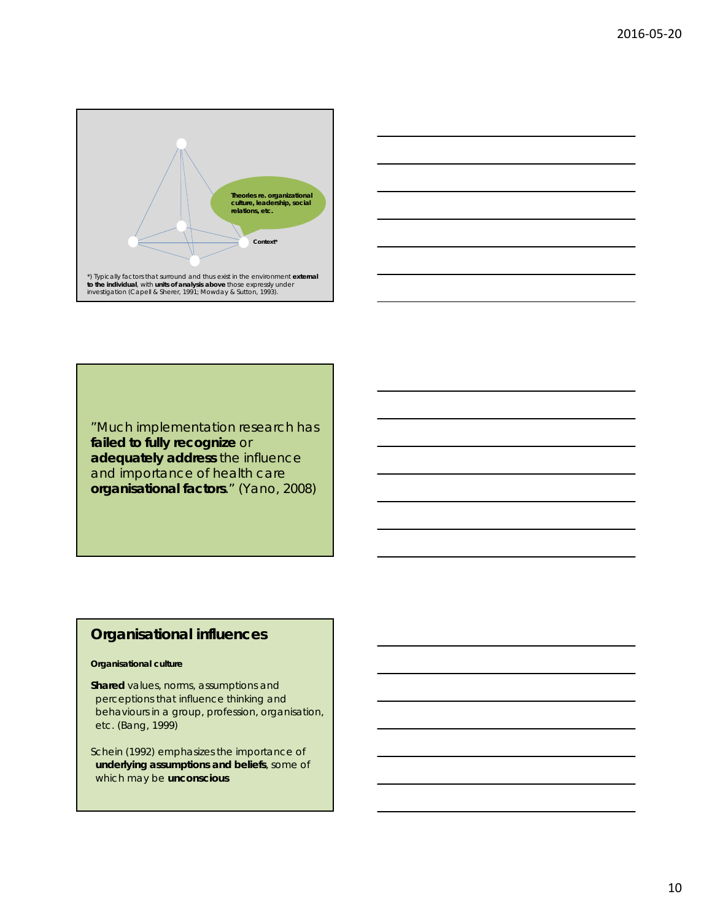Theories re. organizational culture, leadership, social relations, etc.

Context*

*) Typically factors that surround and thus exist in the environment **external to the individual**, with **units of analysis above** those expressly under investigation (Capell & Sherer, 1991; Mowday & Sutton, 1993).

"Much implementation research has **failed to fully recognize** or **adequately address** the influence and importance of health care **organisational factors**." (Yano, 2008)

## Organisational influences

**Organisational culture**

**Shared** values, norms, assumptions and perceptions that influence thinking and behaviours in a group, profession, organisation, etc. (Bang, 1999)

Schein (1992) emphasizes the importance of **underlying assumptions and beliefs**, some of which may be **unconscious**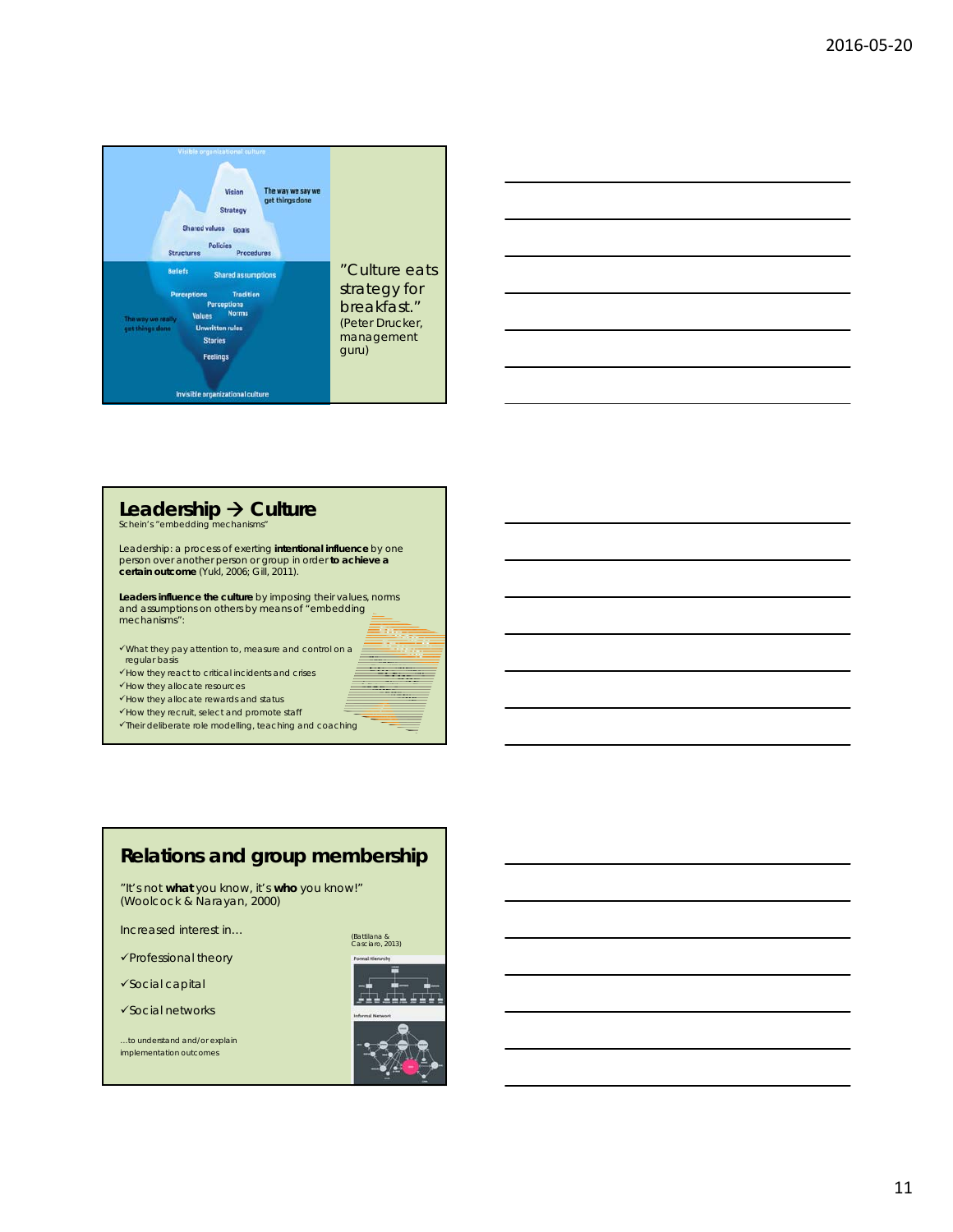Visible organizational culture

Vision

The way we say we get things done

Strategy

Shared values

Goals

Policies

Structures

Procedures

Beliefs

Shared assumptions

Perceptions

Tradition

Perceptions

The way we really get things done

Values

Norms

Unwritten rules

Stories

Feelings

Invisible organizational culture

"Culture eats strategy for breakfast." (Peter Drucker, management guru)

## Leadership → Culture

Schein's "embedding mechanisms"

Leadership: a process of exerting **intentional influence** by one person over another person or group in order **to achieve a certain outcome** (Yukl, 2006; Gill, 2011).

**Leaders influence the culture** by imposing their values, norms and assumptions on others by means of "embedding mechanisms":

- ✓What they pay attention to, measure and control on a regular basis
- ✓How they react to critical incidents and crises
- ✓How they allocate resources
- ✓How they allocate rewards and status
- ✓How they recruit, select and promote staff
- ✓Their deliberate role modelling, teaching and coaching

## Relations and group membership

"It's not **what** you know, it's **who** you know!" (Woolcock & Narayan, 2000)

Increased interest in…

- ✓Professional theory
- ✓Social capital
- ✓Social networks

…to understand and/or explain implementation outcomes

(Battilana & Casciaro, 2013)

Formal Hierarchy

Informal Network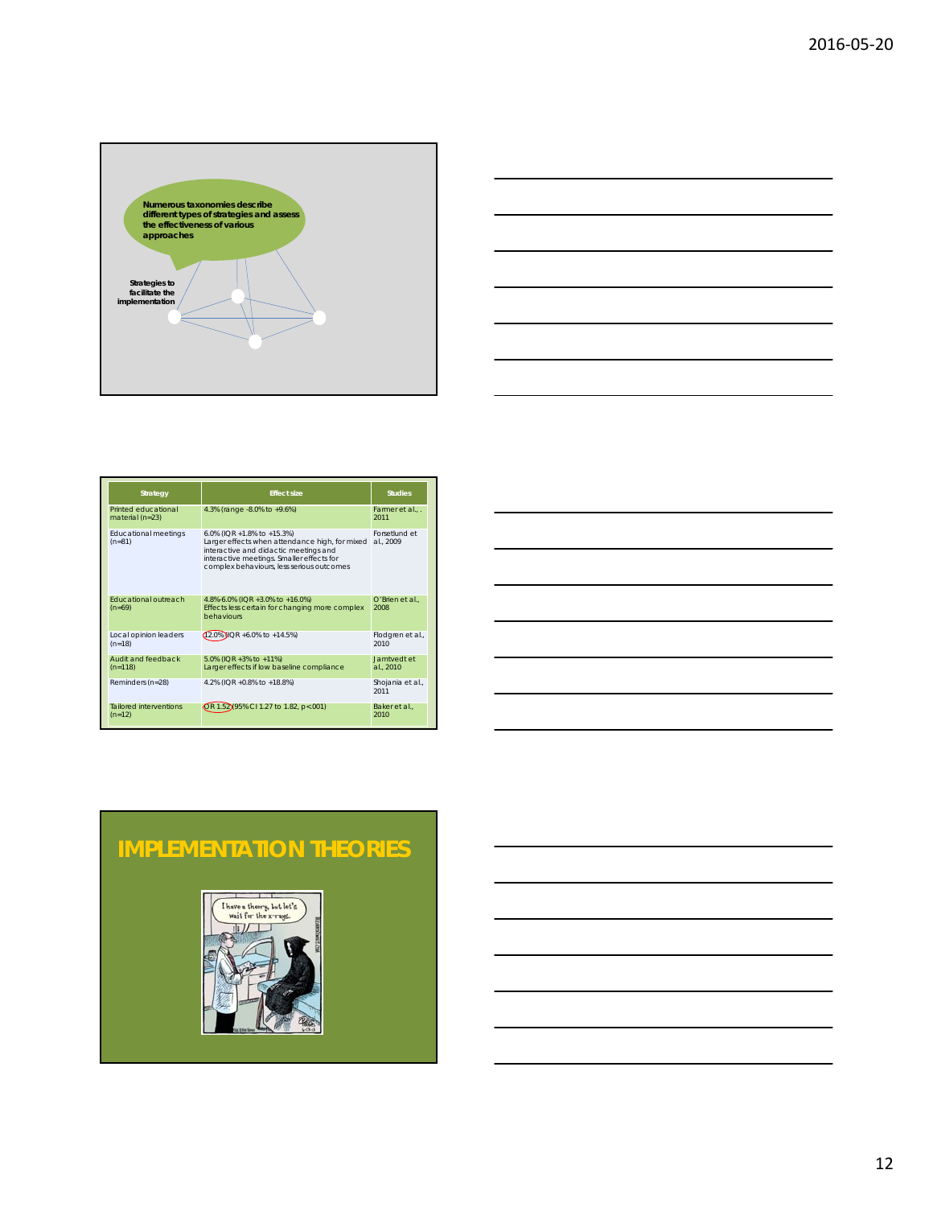Numerous taxonomies describe different types of strategies and assess the effectiveness of various approaches

Strategies to facilitate the implementation

| Strategy | Effect size | Studies |
|---|---|---|
| Printed educational material (n=23) | 4.3% (range -8.0% to +9.6%) | Farmer et al., . 2011 |
| Educational meetings (n=81) | 6.0% (IQR +1.8% to +15.3%) Larger effects when attendance high, for mixed interactive and didactic meetings and interactive meetings. Smaller effects for complex behaviours, less serious outcomes | Forsetlund et al., 2009 |
| Educational outreach (n=69) | 4.8%-6.0% (IQR +3.0% to +16.0%) Effects less certain for changing more complex behaviours | O'Brien et al., 2008 |
| Local opinion leaders (n=18) | 12.0% (IQR +6.0% to +14.5%) | Flodgren et al., 2010 |
| Audit and feedback (n=118) | 5.0% (IQR +3% to +11%) Larger effects if low baseline compliance | Jamtvedt et al., 2010 |
| Reminders (n=28) | 4.2% (IQR +0.8% to +18.8%) | Shojania et al., 2011 |
| Tailored interventions (n=12) | OR 1.52 (95% CI 1.27 to 1.82, p<.001) | Baker et al., 2010 |

# IMPLEMENTATION THEORIES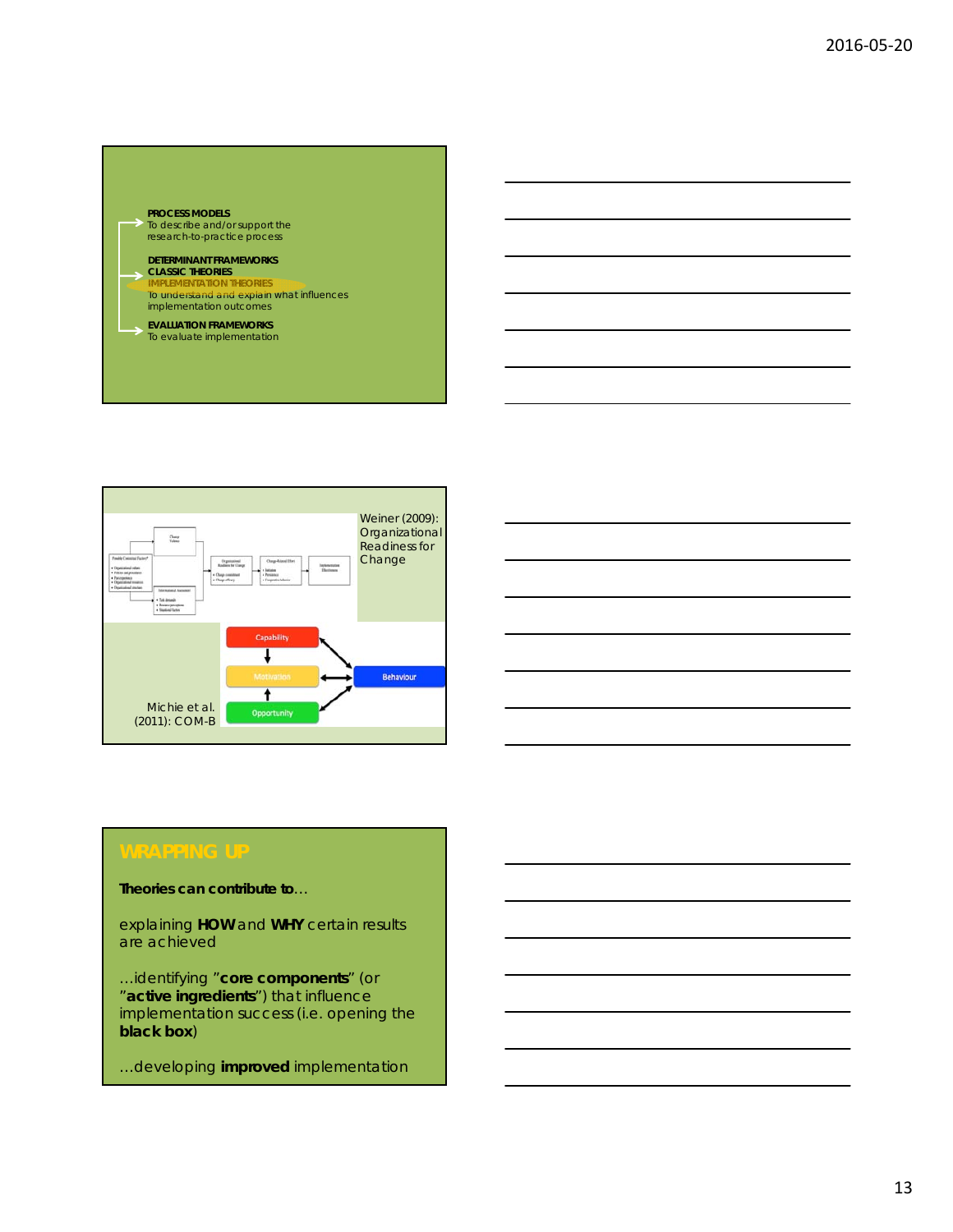**PROCESS MODELS**
To describe and/or support the research-to-practice process

**DETERMINANT FRAMEWORKS**
**CLASSIC THEORIES**
**IMPLEMENTATION THEORIES**
To understand and explain what influences implementation outcomes

**EVALUATION FRAMEWORKS**
To evaluate implementation

Weiner (2009): Organizational Readiness for Change

Capability
Motivation
Opportunity
Behaviour

Michie et al. (2011): COM-B

## WRAPPING UP

**Theories can contribute to**…

explaining **HOW** and **WHY** certain results are achieved

…identifying "**core components**" (or "**active ingredients**") that influence implementation success (i.e. opening the **black box**)

…developing **improved** implementation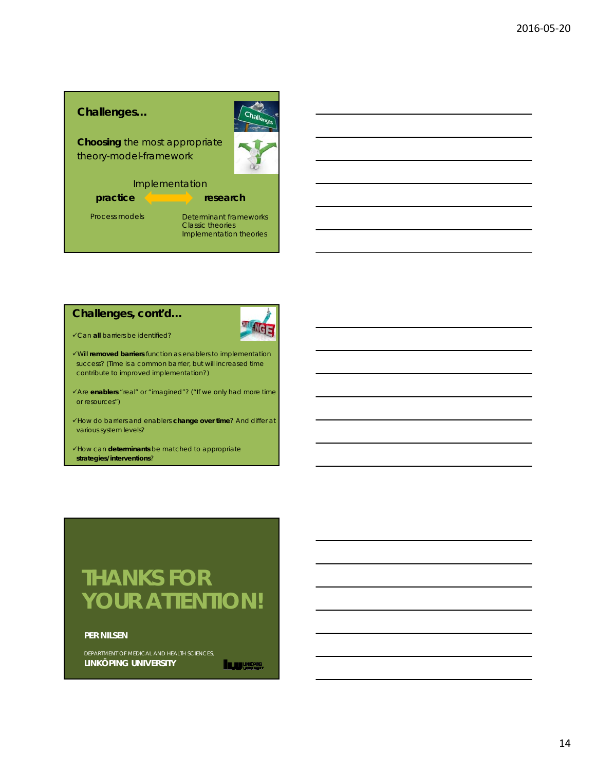## Challenges...

**Choosing** the most appropriate theory-model-framework

Implementation

**practice** ⟷ **research**

Process models

Determinant frameworks
Classic theories
Implementation theories

## Challenges, cont'd...

- ✓Can **all** barriers be identified?
- ✓Will **removed barriers** function as enablers to implementation success? (Time is a common barrier, but will increased time contribute to improved implementation?)
- ✓Are **enablers** "real" or "imagined"? ("If we only had more time or resources")
- ✓How do barriers and enablers **change over time**? And differ at various system levels?
- ✓How can **determinants** be matched to appropriate **strategies/interventions**?

# THANKS FOR YOUR ATTENTION!

**PER NILSEN**

DEPARTMENT OF MEDICAL AND HEALTH SCIENCES,
**LINKÖPING UNIVERSITY**